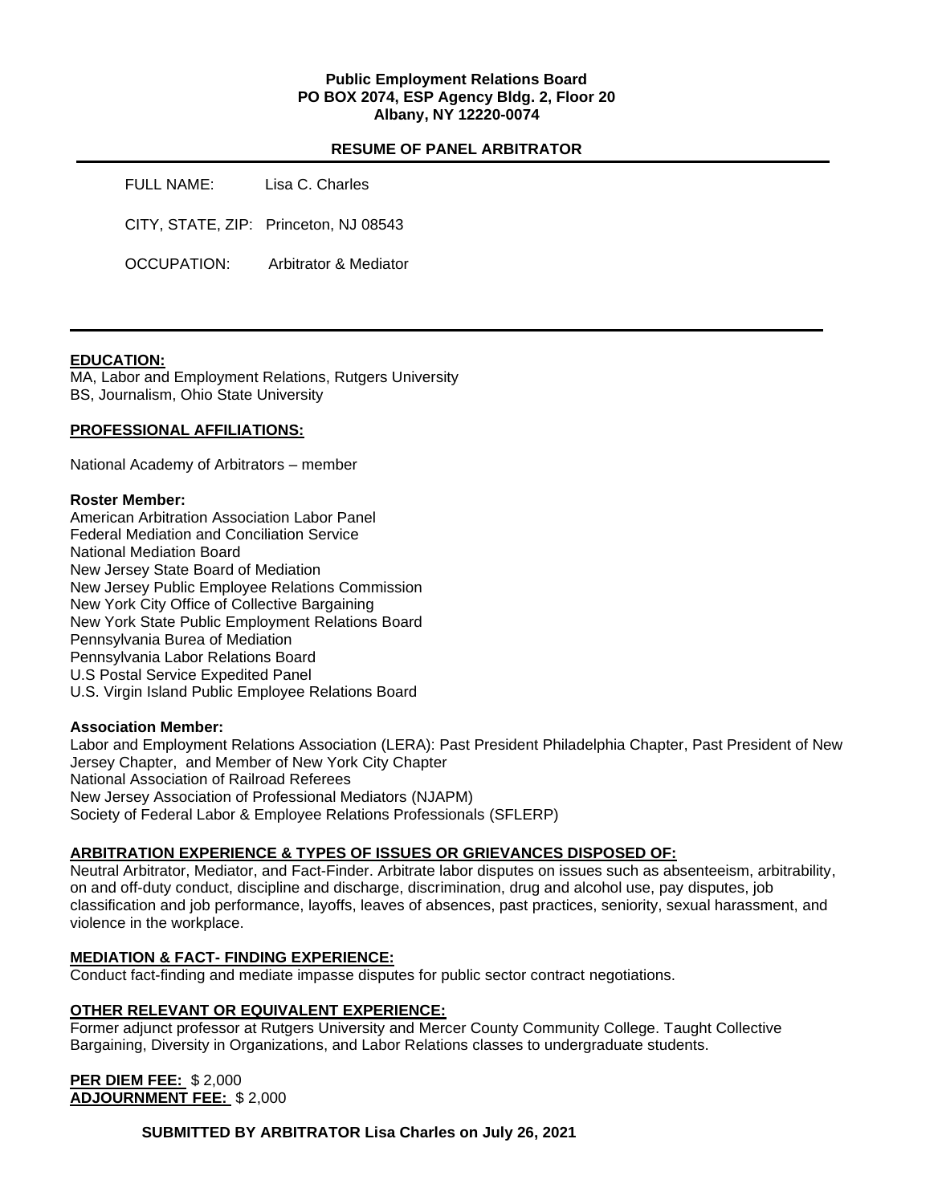**Public Employment Relations Board**
**PO BOX 2074, ESP Agency Bldg. 2, Floor 20**
**Albany, NY 12220-0074**

## RESUME OF PANEL ARBITRATOR

FULL NAME: Lisa C. Charles

CITY, STATE, ZIP: Princeton, NJ 08543

OCCUPATION: Arbitrator & Mediator

---

### EDUCATION:

MA, Labor and Employment Relations, Rutgers University
BS, Journalism, Ohio State University

### PROFESSIONAL AFFILIATIONS:

National Academy of Arbitrators – member

**Roster Member:**

American Arbitration Association Labor Panel
Federal Mediation and Conciliation Service
National Mediation Board
New Jersey State Board of Mediation
New Jersey Public Employee Relations Commission
New York City Office of Collective Bargaining
New York State Public Employment Relations Board
Pennsylvania Burea of Mediation
Pennsylvania Labor Relations Board
U.S Postal Service Expedited Panel
U.S. Virgin Island Public Employee Relations Board

**Association Member:**

Labor and Employment Relations Association (LERA): Past President Philadelphia Chapter, Past President of New Jersey Chapter, and Member of New York City Chapter
National Association of Railroad Referees
New Jersey Association of Professional Mediators (NJAPM)
Society of Federal Labor & Employee Relations Professionals (SFLERP)

### ARBITRATION EXPERIENCE & TYPES OF ISSUES OR GRIEVANCES DISPOSED OF:

Neutral Arbitrator, Mediator, and Fact-Finder. Arbitrate labor disputes on issues such as absenteeism, arbitrability, on and off-duty conduct, discipline and discharge, discrimination, drug and alcohol use, pay disputes, job classification and job performance, layoffs, leaves of absences, past practices, seniority, sexual harassment, and violence in the workplace.

### MEDIATION & FACT- FINDING EXPERIENCE:

Conduct fact-finding and mediate impasse disputes for public sector contract negotiations.

### OTHER RELEVANT OR EQUIVALENT EXPERIENCE:

Former adjunct professor at Rutgers University and Mercer County Community College. Taught Collective Bargaining, Diversity in Organizations, and Labor Relations classes to undergraduate students.

**PER DIEM FEE:** $ 2,000
**ADJOURNMENT FEE:** $ 2,000

**SUBMITTED BY ARBITRATOR Lisa Charles on July 26, 2021**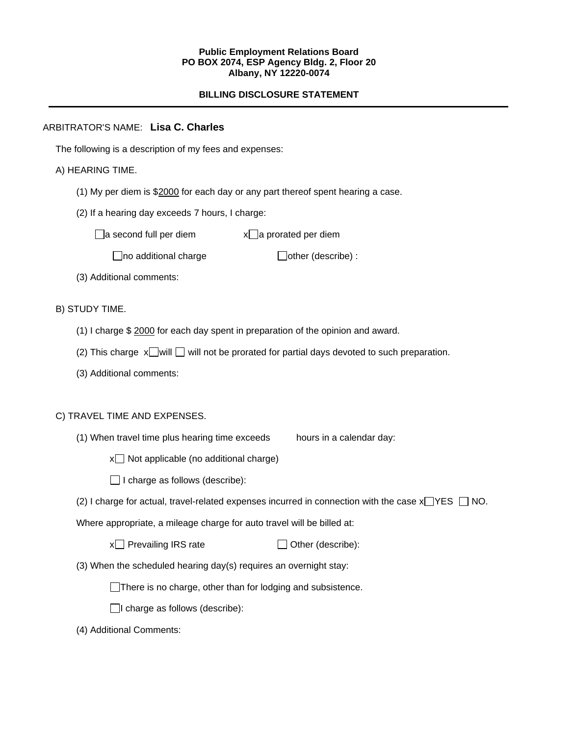**Public Employment Relations Board**
**PO BOX 2074, ESP Agency Bldg. 2, Floor 20**
**Albany, NY 12220-0074**

**BILLING DISCLOSURE STATEMENT**

---

ARBITRATOR'S NAME: **Lisa C. Charles**

The following is a description of my fees and expenses:

A) HEARING TIME.

(1) My per diem is $2000 for each day or any part thereof spent hearing a case.

(2) If a hearing day exceeds 7 hours, I charge:

☐ a second full per diem   x☐ a prorated per diem

☐ no additional charge   ☐ other (describe) :

(3) Additional comments:

B) STUDY TIME.

(1) I charge $ 2000 for each day spent in preparation of the opinion and award.

(2) This charge x☐ will ☐ will not be prorated for partial days devoted to such preparation.

(3) Additional comments:

C) TRAVEL TIME AND EXPENSES.

(1) When travel time plus hearing time exceeds      hours in a calendar day:

x☐ Not applicable (no additional charge)

☐ I charge as follows (describe):

(2) I charge for actual, travel-related expenses incurred in connection with the case x☐ YES ☐ NO.

Where appropriate, a mileage charge for auto travel will be billed at:

x☐ Prevailing IRS rate   ☐ Other (describe):

(3) When the scheduled hearing day(s) requires an overnight stay:

☐ There is no charge, other than for lodging and subsistence.

☐ I charge as follows (describe):

(4) Additional Comments: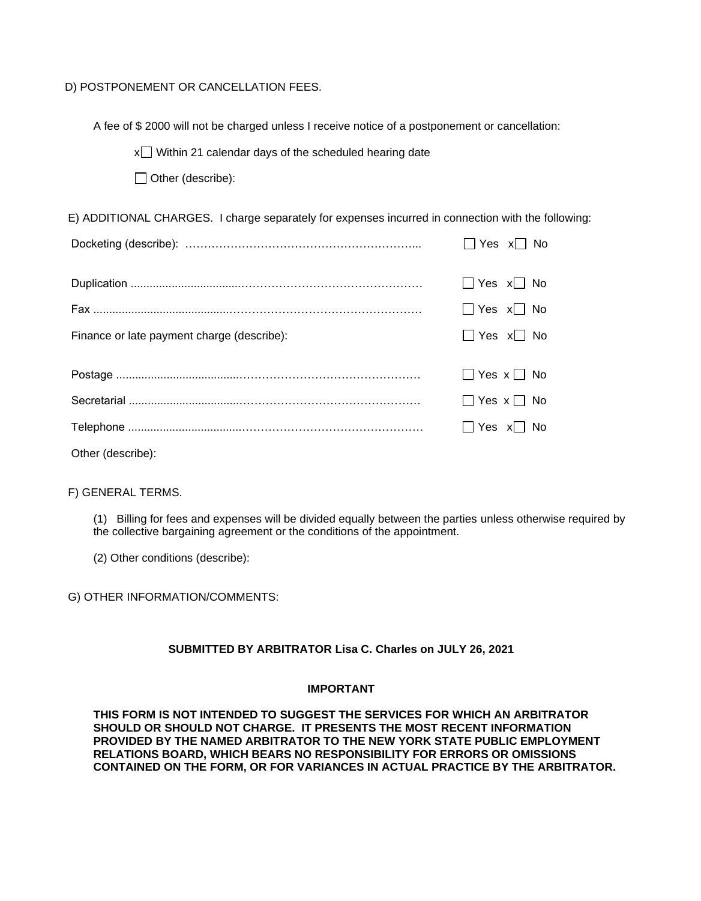D) POSTPONEMENT OR CANCELLATION FEES.

A fee of $ 2000 will not be charged unless I receive notice of a postponement or cancellation:

x☐ Within 21 calendar days of the scheduled hearing date

☐ Other (describe):

E) ADDITIONAL CHARGES. I charge separately for expenses incurred in connection with the following:

| | |
|---|---|
| Docketing (describe): | ☐ Yes x☐ No |
| Duplication | ☐ Yes x☐ No |
| Fax | ☐ Yes x☐ No |
| Finance or late payment charge (describe): | ☐ Yes x☐ No |
| Postage | ☐ Yes x ☐ No |
| Secretarial | ☐ Yes x ☐ No |
| Telephone | ☐ Yes x☐ No |

Other (describe):

F) GENERAL TERMS.

(1) Billing for fees and expenses will be divided equally between the parties unless otherwise required by the collective bargaining agreement or the conditions of the appointment.

(2) Other conditions (describe):

G) OTHER INFORMATION/COMMENTS:

**SUBMITTED BY ARBITRATOR Lisa C. Charles on JULY 26, 2021**

**IMPORTANT**

**THIS FORM IS NOT INTENDED TO SUGGEST THE SERVICES FOR WHICH AN ARBITRATOR SHOULD OR SHOULD NOT CHARGE. IT PRESENTS THE MOST RECENT INFORMATION PROVIDED BY THE NAMED ARBITRATOR TO THE NEW YORK STATE PUBLIC EMPLOYMENT RELATIONS BOARD, WHICH BEARS NO RESPONSIBILITY FOR ERRORS OR OMISSIONS CONTAINED ON THE FORM, OR FOR VARIANCES IN ACTUAL PRACTICE BY THE ARBITRATOR.**